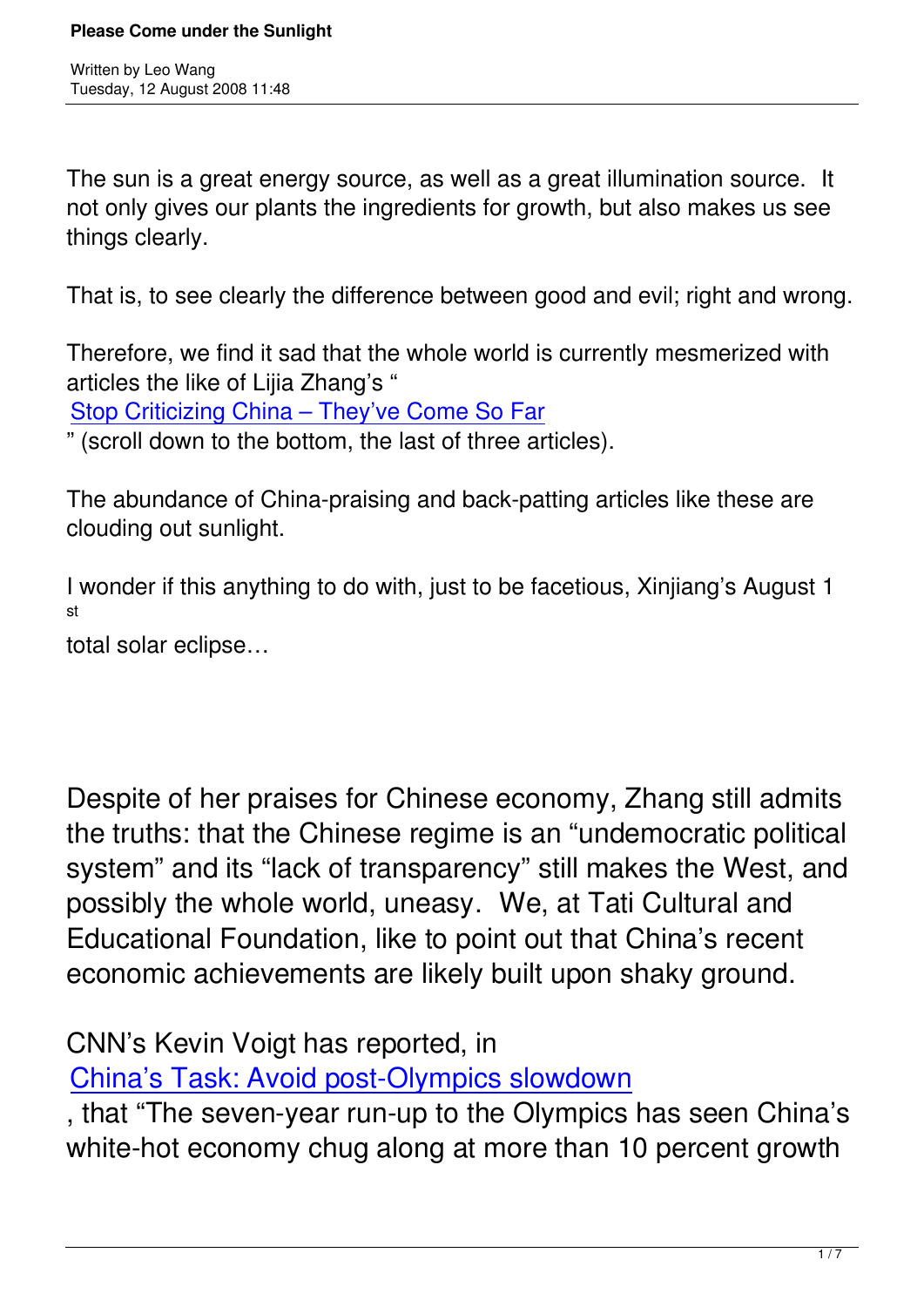# Please Come under the Sunlight

Written by Leo Wang
Tuesday, 12 August 2008 11:48

The sun is a great energy source, as well as a great illumination source. It not only gives our plants the ingredients for growth, but also makes us see things clearly.

That is, to see clearly the difference between good and evil; right and wrong.

Therefore, we find it sad that the whole world is currently mesmerized with articles the like of Lijia Zhang's "Stop Criticizing China – They've Come So Far" (scroll down to the bottom, the last of three articles).

The abundance of China-praising and back-patting articles like these are clouding out sunlight.

I wonder if this anything to do with, just to be facetious, Xinjiang's August 1st total solar eclipse…

Despite of her praises for Chinese economy, Zhang still admits the truths: that the Chinese regime is an "undemocratic political system" and its "lack of transparency" still makes the West, and possibly the whole world, uneasy. We, at Tati Cultural and Educational Foundation, like to point out that China's recent economic achievements are likely built upon shaky ground.

CNN's Kevin Voigt has reported, in China's Task: Avoid post-Olympics slowdown, that "The seven-year run-up to the Olympics has seen China's white-hot economy chug along at more than 10 percent growth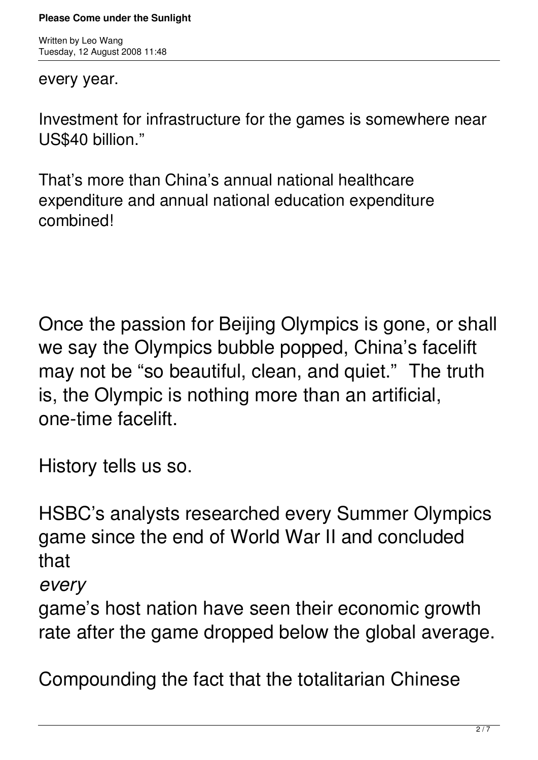every year.

Investment for infrastructure for the games is somewhere near US$40 billion."

That's more than China's annual national healthcare expenditure and annual national education expenditure combined!

Once the passion for Beijing Olympics is gone, or shall we say the Olympics bubble popped, China's facelift may not be "so beautiful, clean, and quiet." The truth is, the Olympic is nothing more than an artificial, one-time facelift.

History tells us so.

HSBC's analysts researched every Summer Olympics game since the end of World War II and concluded that *every* game's host nation have seen their economic growth rate after the game dropped below the global average.

Compounding the fact that the totalitarian Chinese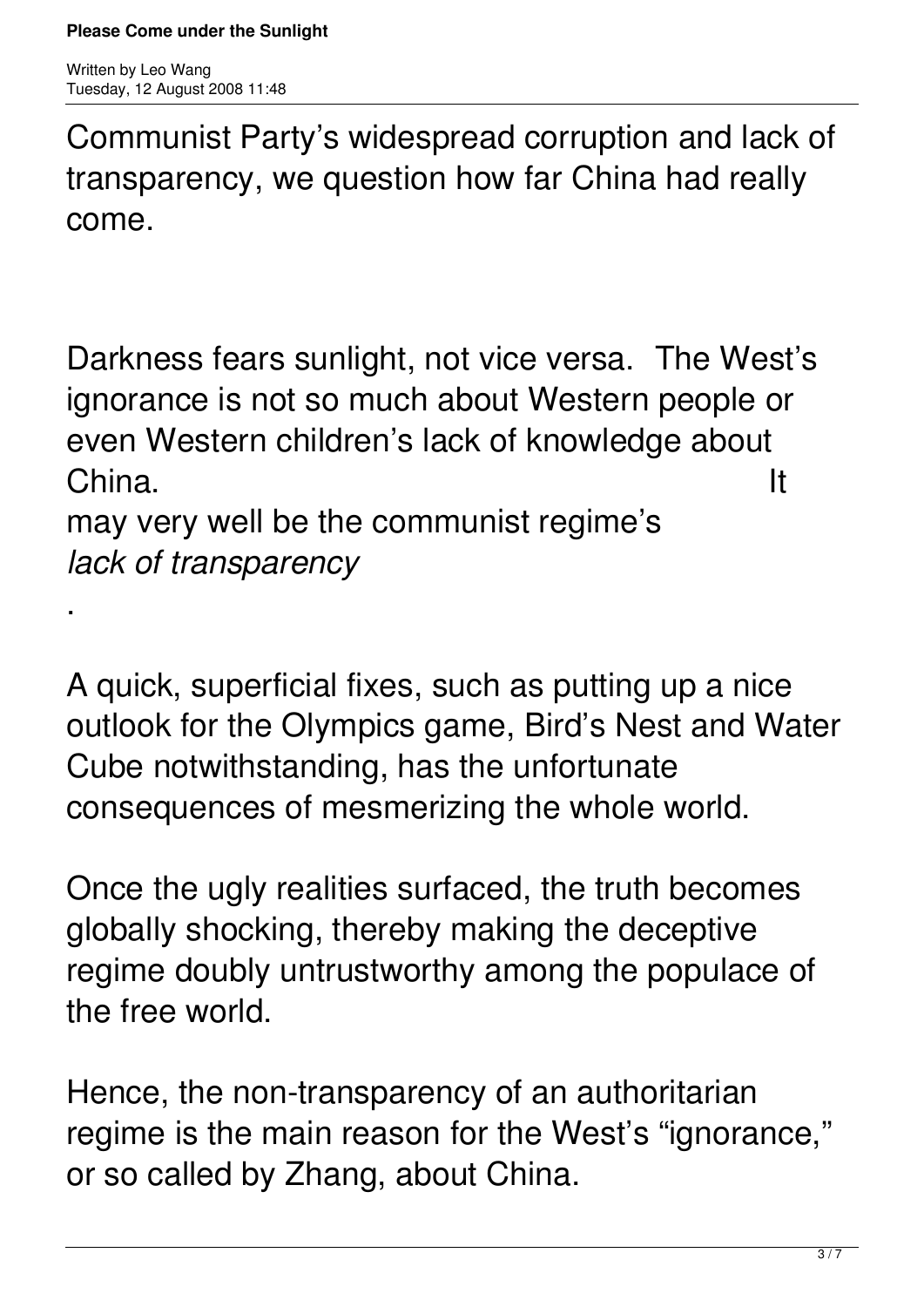Communist Party's widespread corruption and lack of transparency, we question how far China had really come.

Darkness fears sunlight, not vice versa. The West's ignorance is not so much about Western people or even Western children's lack of knowledge about China. It may very well be the communist regime's *lack of transparency*.

A quick, superficial fixes, such as putting up a nice outlook for the Olympics game, Bird's Nest and Water Cube notwithstanding, has the unfortunate consequences of mesmerizing the whole world.

Once the ugly realities surfaced, the truth becomes globally shocking, thereby making the deceptive regime doubly untrustworthy among the populace of the free world.

Hence, the non-transparency of an authoritarian regime is the main reason for the West's "ignorance," or so called by Zhang, about China.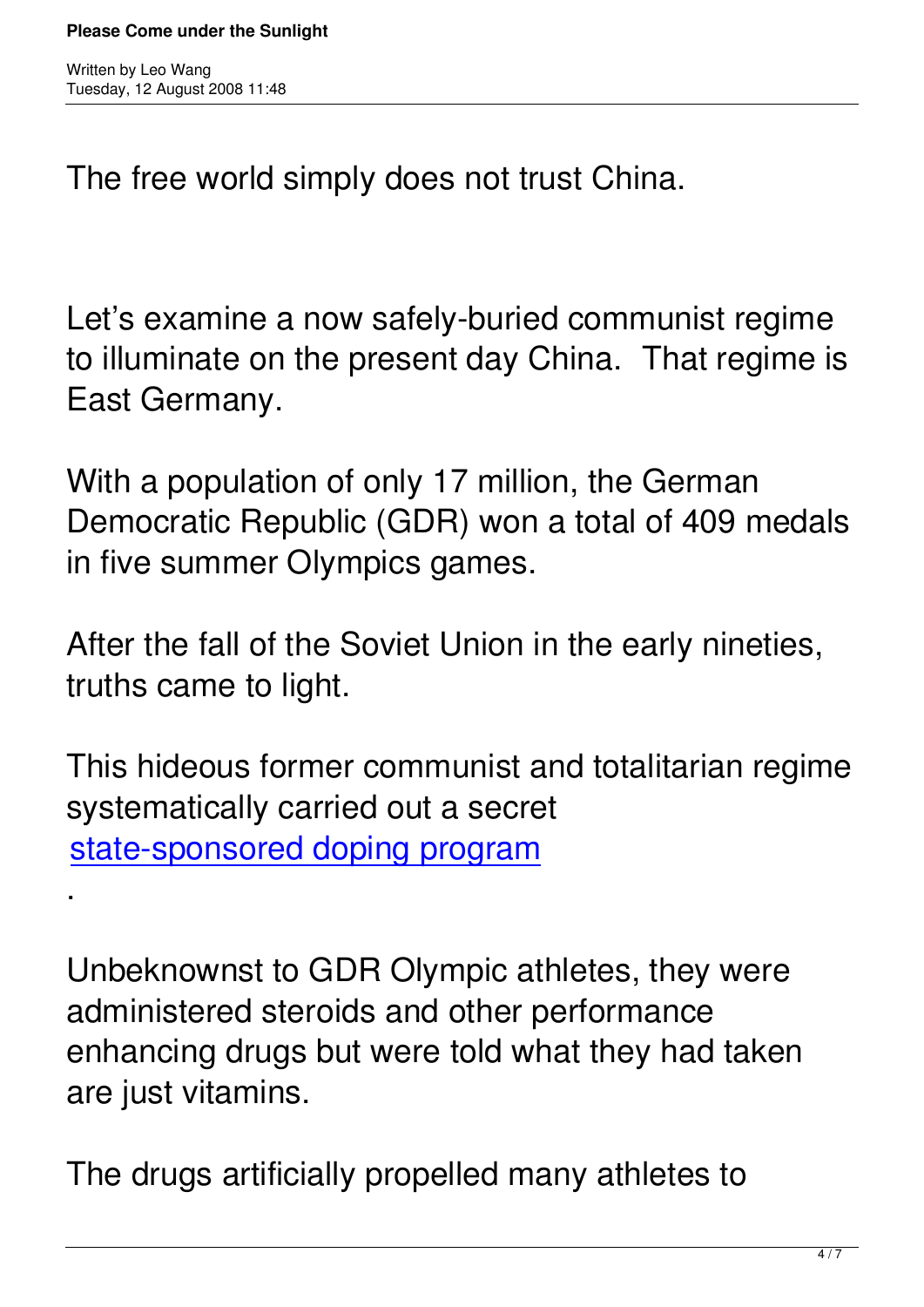The free world simply does not trust China.

Let's examine a now safely-buried communist regime to illuminate on the present day China. That regime is East Germany.

With a population of only 17 million, the German Democratic Republic (GDR) won a total of 409 medals in five summer Olympics games.

After the fall of the Soviet Union in the early nineties, truths came to light.

This hideous former communist and totalitarian regime systematically carried out a secret state-sponsored doping program.

Unbeknownst to GDR Olympic athletes, they were administered steroids and other performance enhancing drugs but were told what they had taken are just vitamins.

The drugs artificially propelled many athletes to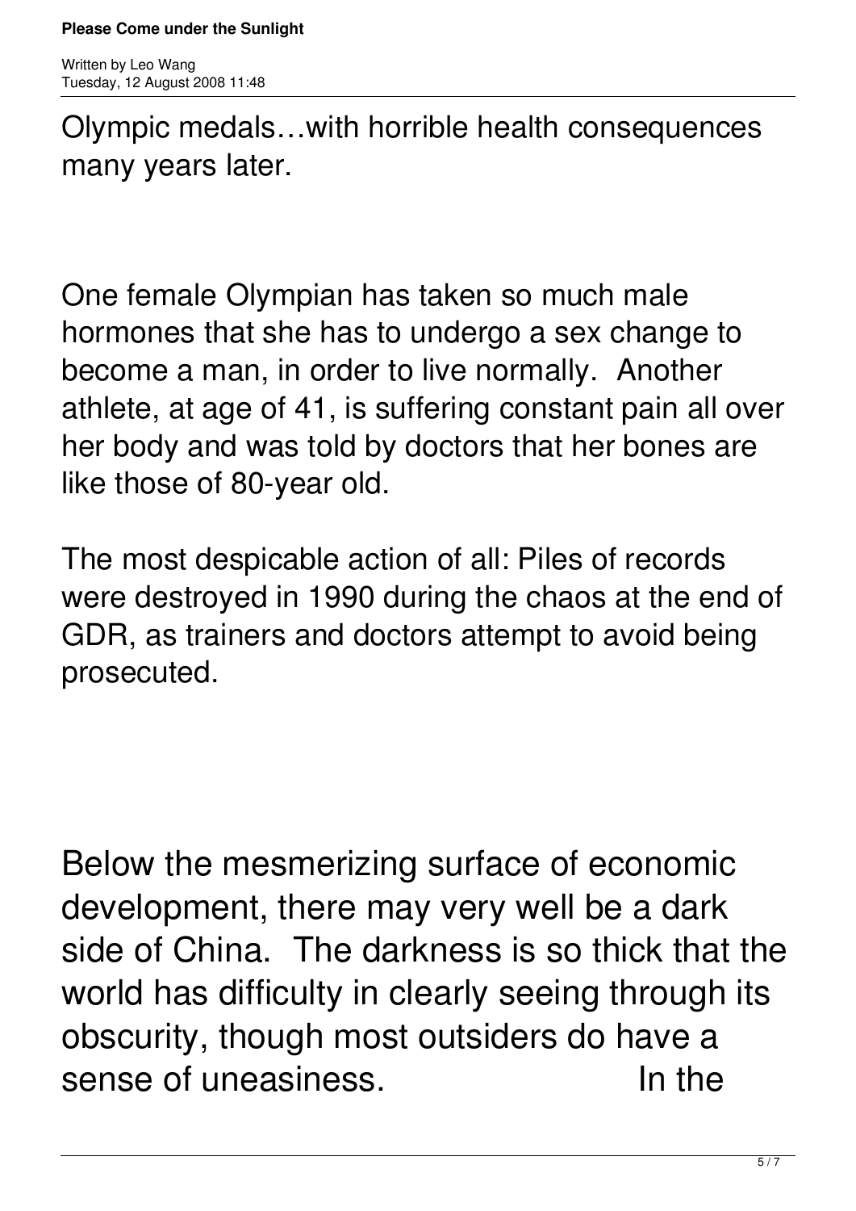Olympic medals…with horrible health consequences many years later.

One female Olympian has taken so much male hormones that she has to undergo a sex change to become a man, in order to live normally. Another athlete, at age of 41, is suffering constant pain all over her body and was told by doctors that her bones are like those of 80-year old.

The most despicable action of all: Piles of records were destroyed in 1990 during the chaos at the end of GDR, as trainers and doctors attempt to avoid being prosecuted.

Below the mesmerizing surface of economic development, there may very well be a dark side of China. The darkness is so thick that the world has difficulty in clearly seeing through its obscurity, though most outsiders do have a sense of uneasiness. In the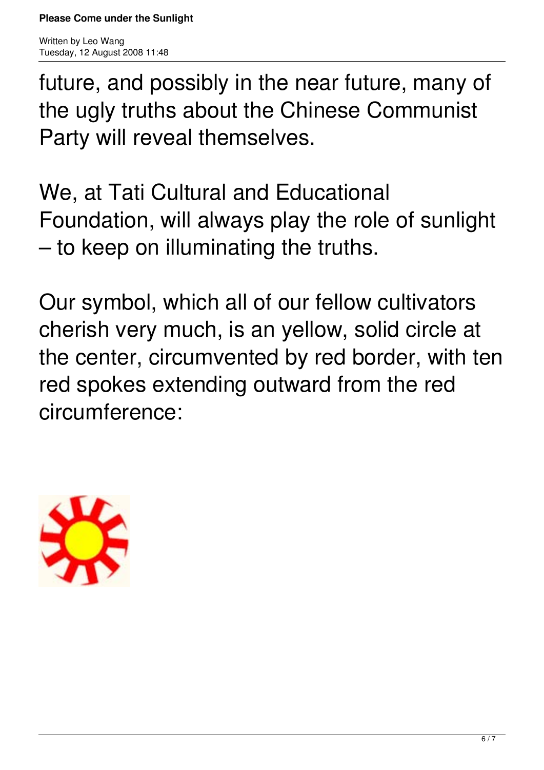future, and possibly in the near future, many of the ugly truths about the Chinese Communist Party will reveal themselves.

We, at Tati Cultural and Educational Foundation, will always play the role of sunlight – to keep on illuminating the truths.

Our symbol, which all of our fellow cultivators cherish very much, is an yellow, solid circle at the center, circumvented by red border, with ten red spokes extending outward from the red circumference: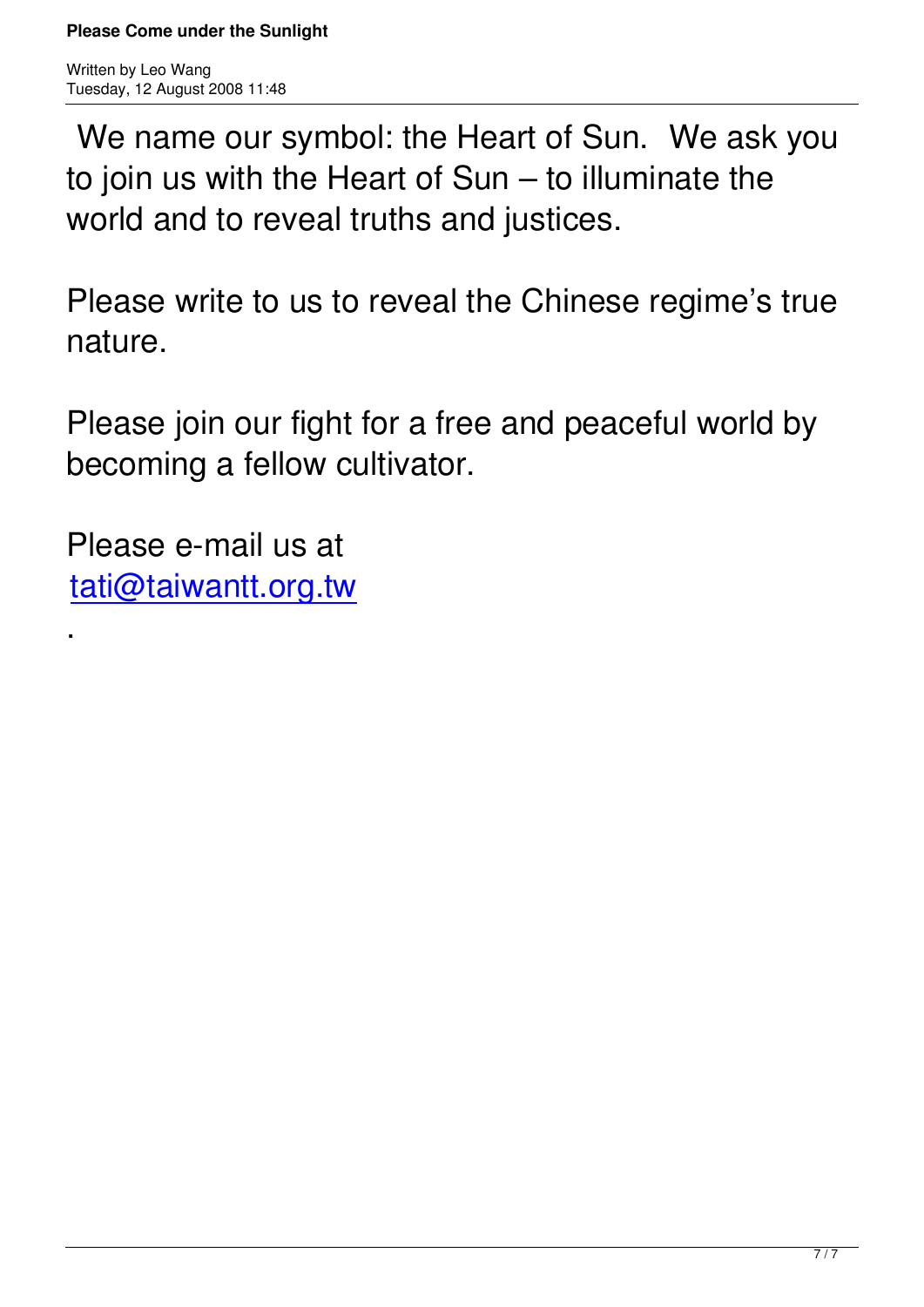We name our symbol: the Heart of Sun.  We ask you to join us with the Heart of Sun – to illuminate the world and to reveal truths and justices.

Please write to us to reveal the Chinese regime's true nature.

Please join our fight for a free and peaceful world by becoming a fellow cultivator.

Please e-mail us at
tati@taiwantt.org.tw

.